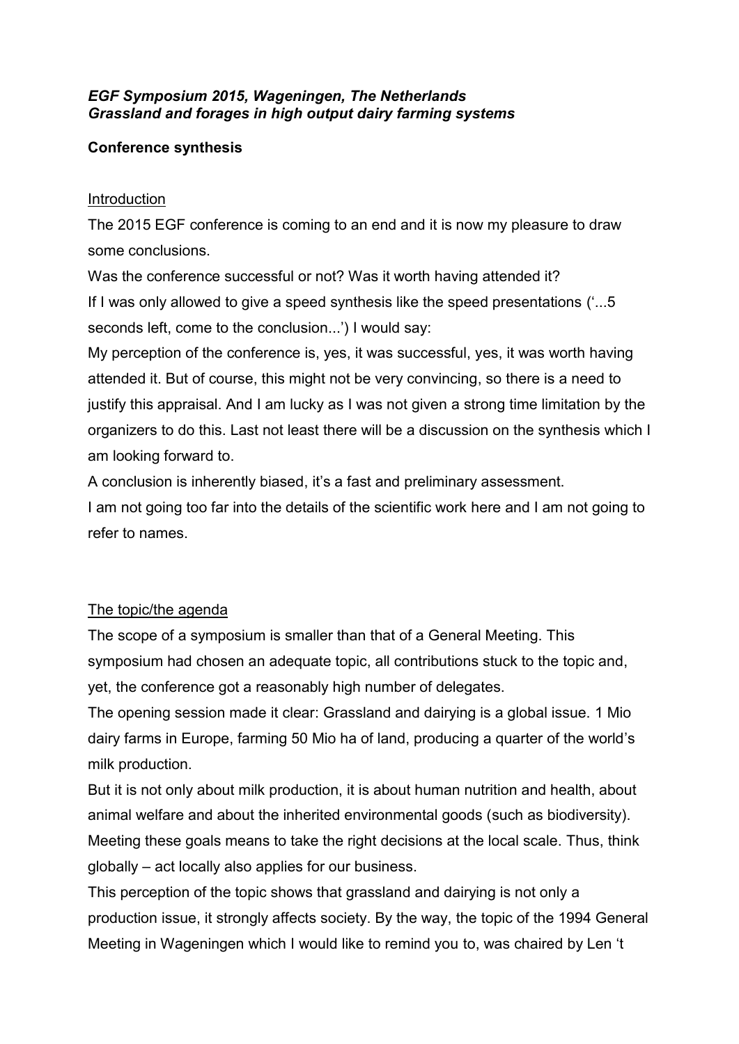*EGF Symposium 2015, Wageningen, The Netherlands*
***Grassland and forages in high output dairy farming systems***

**Conference synthesis**

<u>Introduction</u>

The 2015 EGF conference is coming to an end and it is now my pleasure to draw some conclusions.

Was the conference successful or not? Was it worth having attended it?

If I was only allowed to give a speed synthesis like the speed presentations ('...5 seconds left, come to the conclusion...') I would say:

My perception of the conference is, yes, it was successful, yes, it was worth having attended it. But of course, this might not be very convincing, so there is a need to justify this appraisal. And I am lucky as I was not given a strong time limitation by the organizers to do this. Last not least there will be a discussion on the synthesis which I am looking forward to.

A conclusion is inherently biased, it's a fast and preliminary assessment.

I am not going too far into the details of the scientific work here and I am not going to refer to names.

<u>The topic/the agenda</u>

The scope of a symposium is smaller than that of a General Meeting. This symposium had chosen an adequate topic, all contributions stuck to the topic and, yet, the conference got a reasonably high number of delegates.

The opening session made it clear: Grassland and dairying is a global issue. 1 Mio dairy farms in Europe, farming 50 Mio ha of land, producing a quarter of the world's milk production.

But it is not only about milk production, it is about human nutrition and health, about animal welfare and about the inherited environmental goods (such as biodiversity). Meeting these goals means to take the right decisions at the local scale. Thus, think globally – act locally also applies for our business.

This perception of the topic shows that grassland and dairying is not only a production issue, it strongly affects society. By the way, the topic of the 1994 General Meeting in Wageningen which I would like to remind you to, was chaired by Len 't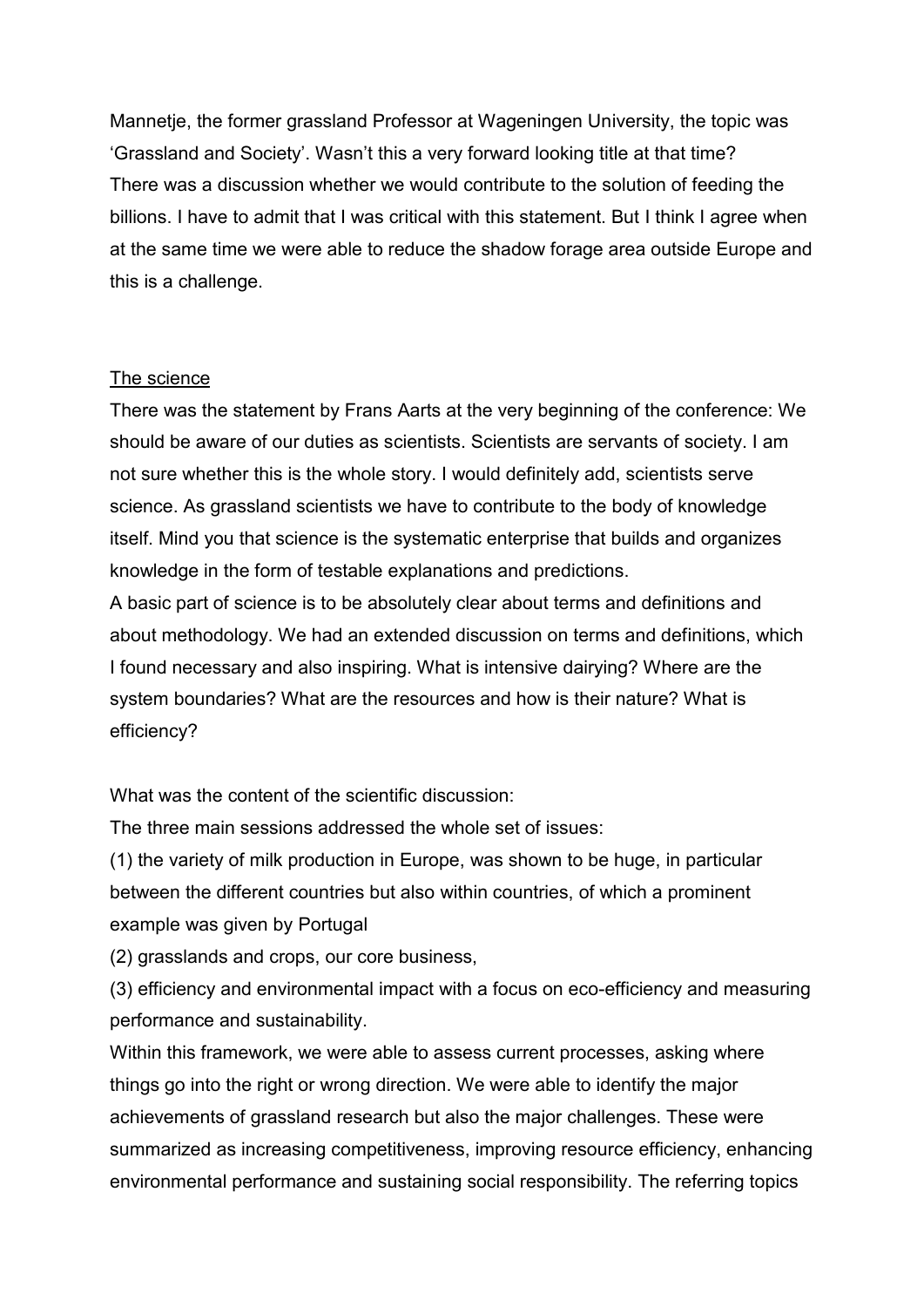Mannetje, the former grassland Professor at Wageningen University, the topic was 'Grassland and Society'. Wasn't this a very forward looking title at that time? There was a discussion whether we would contribute to the solution of feeding the billions. I have to admit that I was critical with this statement. But I think I agree when at the same time we were able to reduce the shadow forage area outside Europe and this is a challenge.

## The science

There was the statement by Frans Aarts at the very beginning of the conference: We should be aware of our duties as scientists. Scientists are servants of society. I am not sure whether this is the whole story. I would definitely add, scientists serve science. As grassland scientists we have to contribute to the body of knowledge itself. Mind you that science is the systematic enterprise that builds and organizes knowledge in the form of testable explanations and predictions.

A basic part of science is to be absolutely clear about terms and definitions and about methodology. We had an extended discussion on terms and definitions, which I found necessary and also inspiring. What is intensive dairying? Where are the system boundaries? What are the resources and how is their nature? What is efficiency?

What was the content of the scientific discussion:

The three main sessions addressed the whole set of issues:

(1) the variety of milk production in Europe, was shown to be huge, in particular between the different countries but also within countries, of which a prominent example was given by Portugal

(2) grasslands and crops, our core business,

(3) efficiency and environmental impact with a focus on eco-efficiency and measuring performance and sustainability.

Within this framework, we were able to assess current processes, asking where things go into the right or wrong direction. We were able to identify the major achievements of grassland research but also the major challenges. These were summarized as increasing competitiveness, improving resource efficiency, enhancing environmental performance and sustaining social responsibility. The referring topics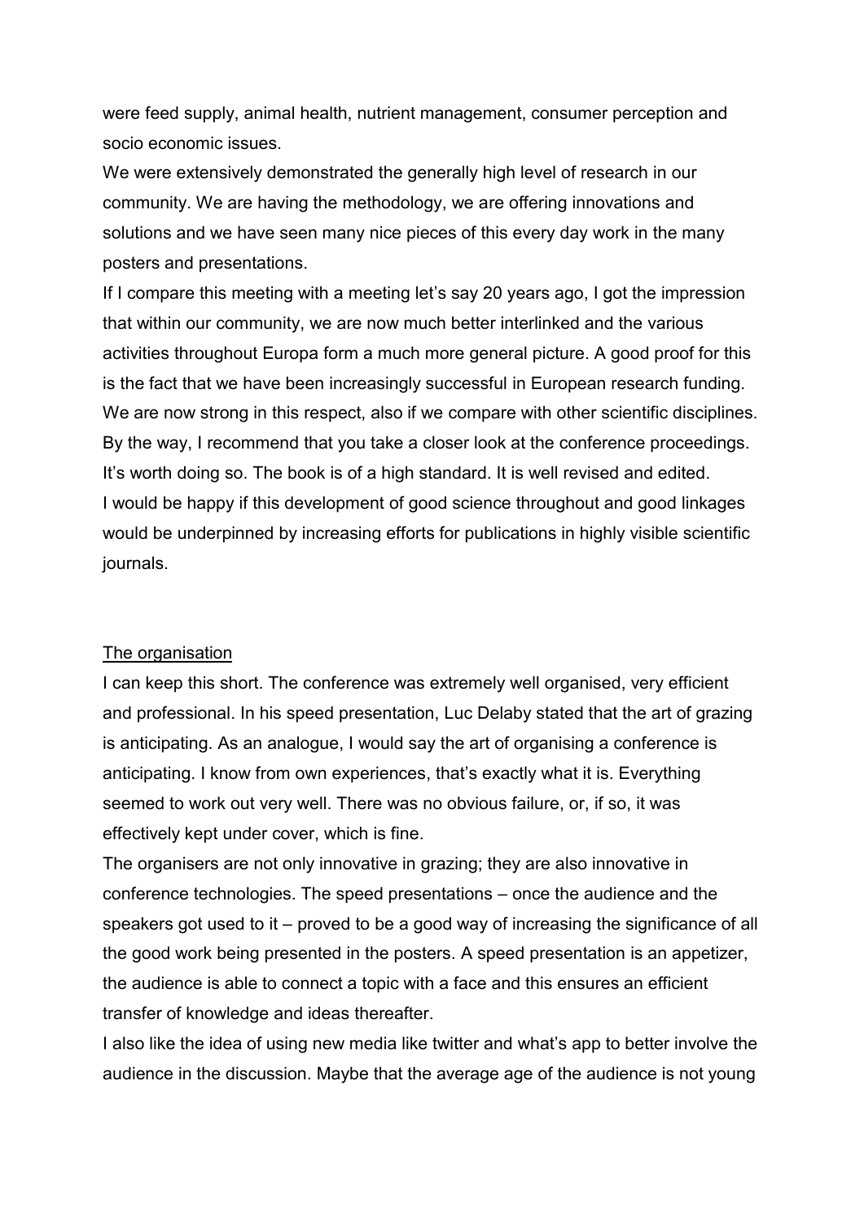were feed supply, animal health, nutrient management, consumer perception and socio economic issues.

We were extensively demonstrated the generally high level of research in our community. We are having the methodology, we are offering innovations and solutions and we have seen many nice pieces of this every day work in the many posters and presentations.

If I compare this meeting with a meeting let's say 20 years ago, I got the impression that within our community, we are now much better interlinked and the various activities throughout Europa form a much more general picture. A good proof for this is the fact that we have been increasingly successful in European research funding. We are now strong in this respect, also if we compare with other scientific disciplines. By the way, I recommend that you take a closer look at the conference proceedings. It's worth doing so. The book is of a high standard. It is well revised and edited. I would be happy if this development of good science throughout and good linkages would be underpinned by increasing efforts for publications in highly visible scientific journals.

## The organisation

I can keep this short. The conference was extremely well organised, very efficient and professional. In his speed presentation, Luc Delaby stated that the art of grazing is anticipating. As an analogue, I would say the art of organising a conference is anticipating. I know from own experiences, that's exactly what it is. Everything seemed to work out very well. There was no obvious failure, or, if so, it was effectively kept under cover, which is fine.

The organisers are not only innovative in grazing; they are also innovative in conference technologies. The speed presentations – once the audience and the speakers got used to it – proved to be a good way of increasing the significance of all the good work being presented in the posters. A speed presentation is an appetizer, the audience is able to connect a topic with a face and this ensures an efficient transfer of knowledge and ideas thereafter.

I also like the idea of using new media like twitter and what's app to better involve the audience in the discussion. Maybe that the average age of the audience is not young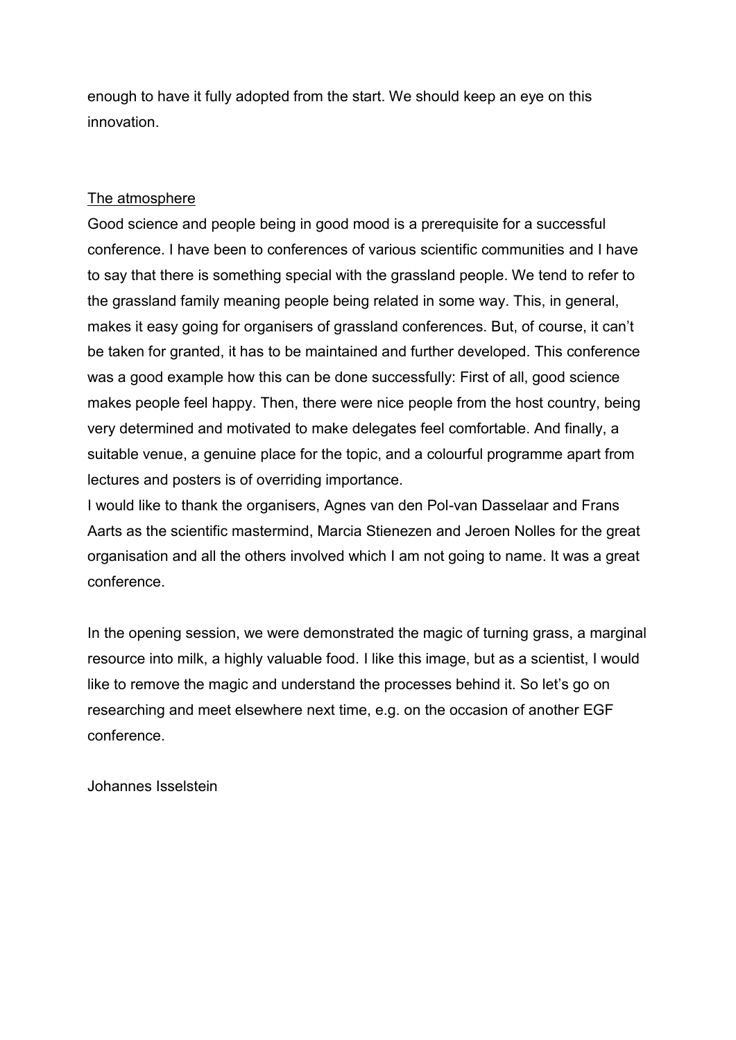enough to have it fully adopted from the start. We should keep an eye on this innovation.

<u>The atmosphere</u>

Good science and people being in good mood is a prerequisite for a successful conference. I have been to conferences of various scientific communities and I have to say that there is something special with the grassland people. We tend to refer to the grassland family meaning people being related in some way. This, in general, makes it easy going for organisers of grassland conferences. But, of course, it can't be taken for granted, it has to be maintained and further developed. This conference was a good example how this can be done successfully: First of all, good science makes people feel happy. Then, there were nice people from the host country, being very determined and motivated to make delegates feel comfortable. And finally, a suitable venue, a genuine place for the topic, and a colourful programme apart from lectures and posters is of overriding importance.

I would like to thank the organisers, Agnes van den Pol-van Dasselaar and Frans Aarts as the scientific mastermind, Marcia Stienezen and Jeroen Nolles for the great organisation and all the others involved which I am not going to name. It was a great conference.

In the opening session, we were demonstrated the magic of turning grass, a marginal resource into milk, a highly valuable food. I like this image, but as a scientist, I would like to remove the magic and understand the processes behind it. So let's go on researching and meet elsewhere next time, e.g. on the occasion of another EGF conference.

Johannes Isselstein